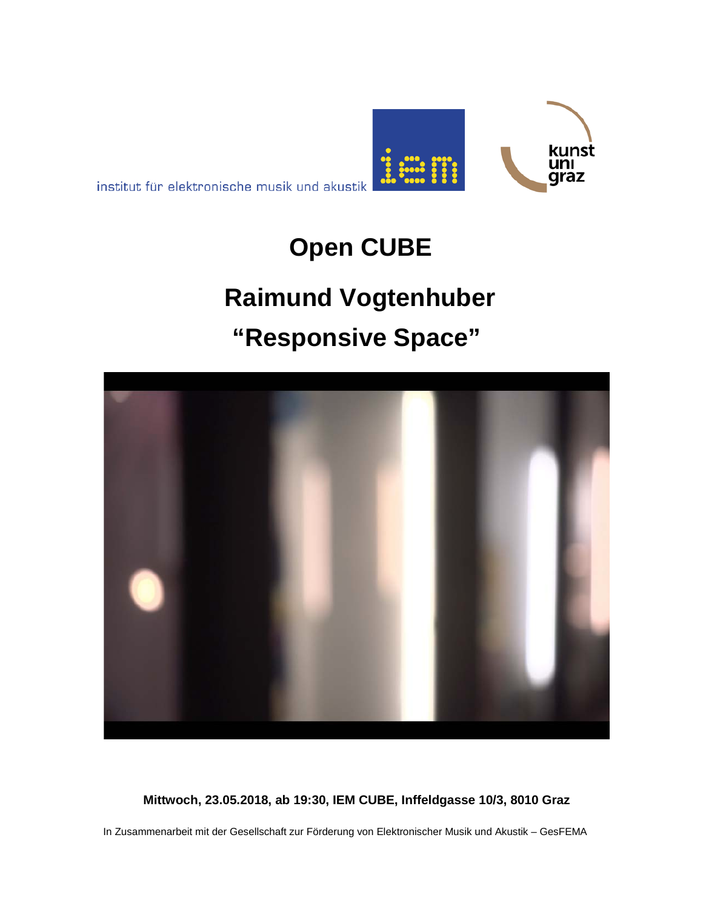institut für elektronische musik und akustik

# Open CUBE

# Raimund Vogtenhuber

# “Responsive Space”

**Mittwoch, 23.05.2018, ab 19:30, IEM CUBE, Inffeldgasse 10/3, 8010 Graz**

In Zusammenarbeit mit der Gesellschaft zur Förderung von Elektronischer Musik und Akustik – GesFEMA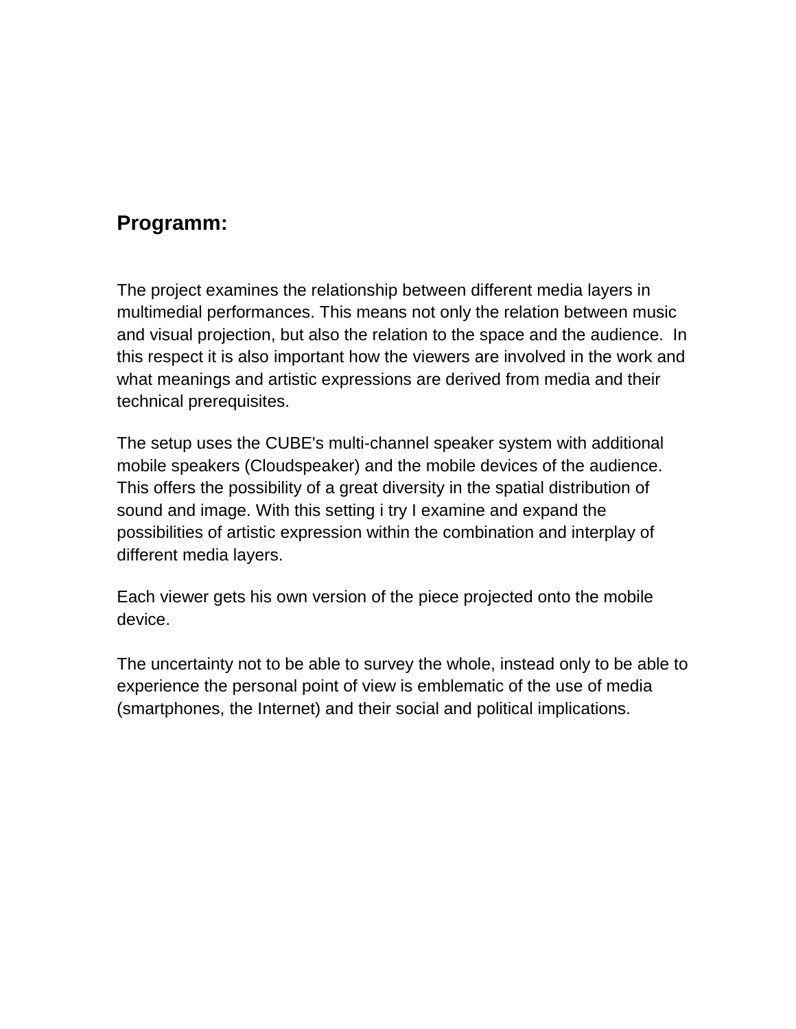## Programm:

The project examines the relationship between different media layers in multimedial performances. This means not only the relation between music and visual projection, but also the relation to the space and the audience. In this respect it is also important how the viewers are involved in the work and what meanings and artistic expressions are derived from media and their technical prerequisites.

The setup uses the CUBE's multi-channel speaker system with additional mobile speakers (Cloudspeaker) and the mobile devices of the audience. This offers the possibility of a great diversity in the spatial distribution of sound and image. With this setting i try I examine and expand the possibilities of artistic expression within the combination and interplay of different media layers.

Each viewer gets his own version of the piece projected onto the mobile device.

The uncertainty not to be able to survey the whole, instead only to be able to experience the personal point of view is emblematic of the use of media (smartphones, the Internet) and their social and political implications.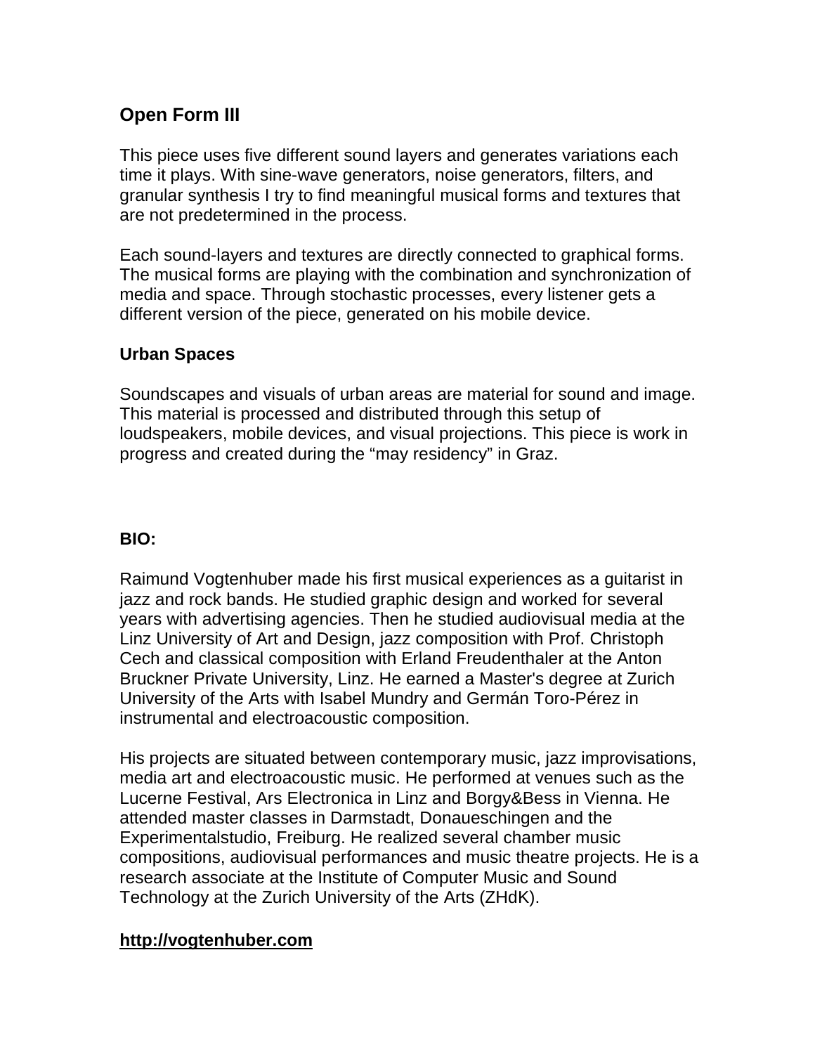## Open Form III

This piece uses five different sound layers and generates variations each time it plays. With sine-wave generators, noise generators, filters, and granular synthesis I try to find meaningful musical forms and textures that are not predetermined in the process.

Each sound-layers and textures are directly connected to graphical forms. The musical forms are playing with the combination and synchronization of media and space. Through stochastic processes, every listener gets a different version of the piece, generated on his mobile device.

## Urban Spaces

Soundscapes and visuals of urban areas are material for sound and image. This material is processed and distributed through this setup of loudspeakers, mobile devices, and visual projections. This piece is work in progress and created during the “may residency” in Graz.

## BIO:

Raimund Vogtenhuber made his first musical experiences as a guitarist in jazz and rock bands. He studied graphic design and worked for several years with advertising agencies. Then he studied audiovisual media at the Linz University of Art and Design, jazz composition with Prof. Christoph Cech and classical composition with Erland Freudenthaler at the Anton Bruckner Private University, Linz. He earned a Master's degree at Zurich University of the Arts with Isabel Mundry and Germán Toro-Pérez in instrumental and electroacoustic composition.

His projects are situated between contemporary music, jazz improvisations, media art and electroacoustic music. He performed at venues such as the Lucerne Festival, Ars Electronica in Linz and Borgy&Bess in Vienna. He attended master classes in Darmstadt, Donaueschingen and the Experimentalstudio, Freiburg. He realized several chamber music compositions, audiovisual performances and music theatre projects. He is a research associate at the Institute of Computer Music and Sound Technology at the Zurich University of the Arts (ZHdK).

**http://vogtenhuber.com**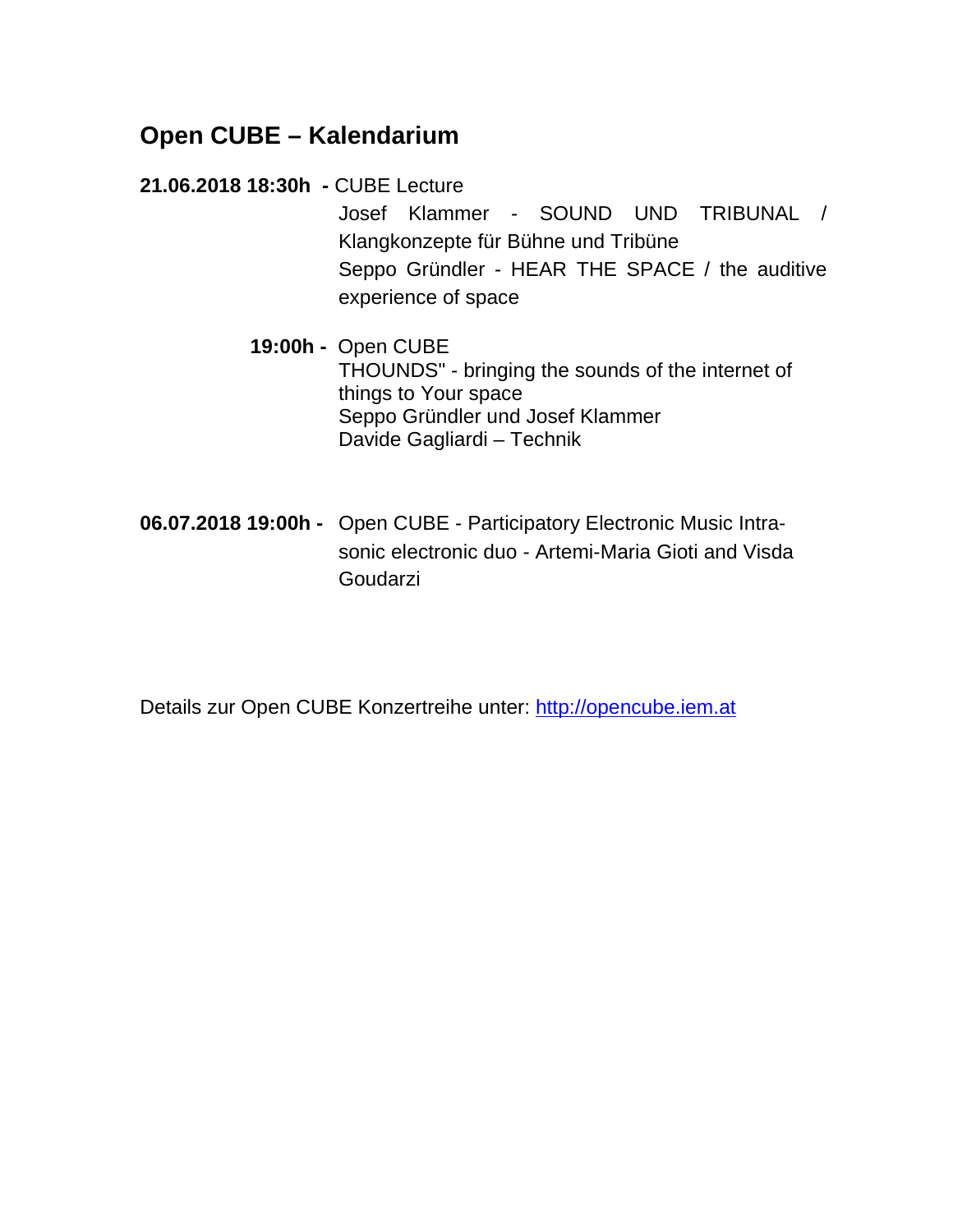## Open CUBE – Kalendarium

**21.06.2018 18:30h -** CUBE Lecture

Josef Klammer - SOUND UND TRIBUNAL / Klangkonzepte für Bühne und Tribüne

Seppo Gründler - HEAR THE SPACE / the auditive experience of space

**19:00h -** Open CUBE

THOUNDS" - bringing the sounds of the internet of things to Your space

Seppo Gründler und Josef Klammer

Davide Gagliardi – Technik

**06.07.2018 19:00h -** Open CUBE - Participatory Electronic Music Intra-sonic electronic duo - Artemi-Maria Gioti and Visda Goudarzi

Details zur Open CUBE Konzertreihe unter: [http://opencube.iem.at](http://opencube.iem.at)